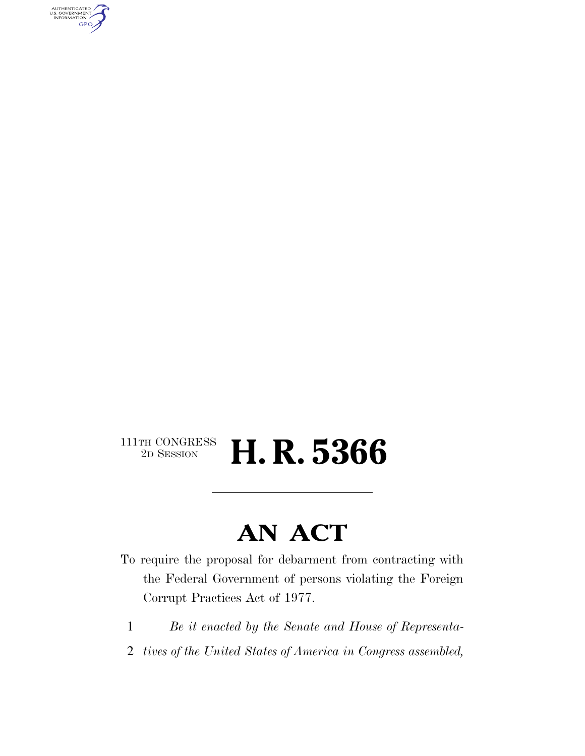111TH CONGRESS
2D SESSION

# H. R. 5366

## AN ACT

To require the proposal for debarment from contracting with the Federal Government of persons violating the Foreign Corrupt Practices Act of 1977.

1 *Be it enacted by the Senate and House of Representa-*
2 *tives of the United States of America in Congress assembled,*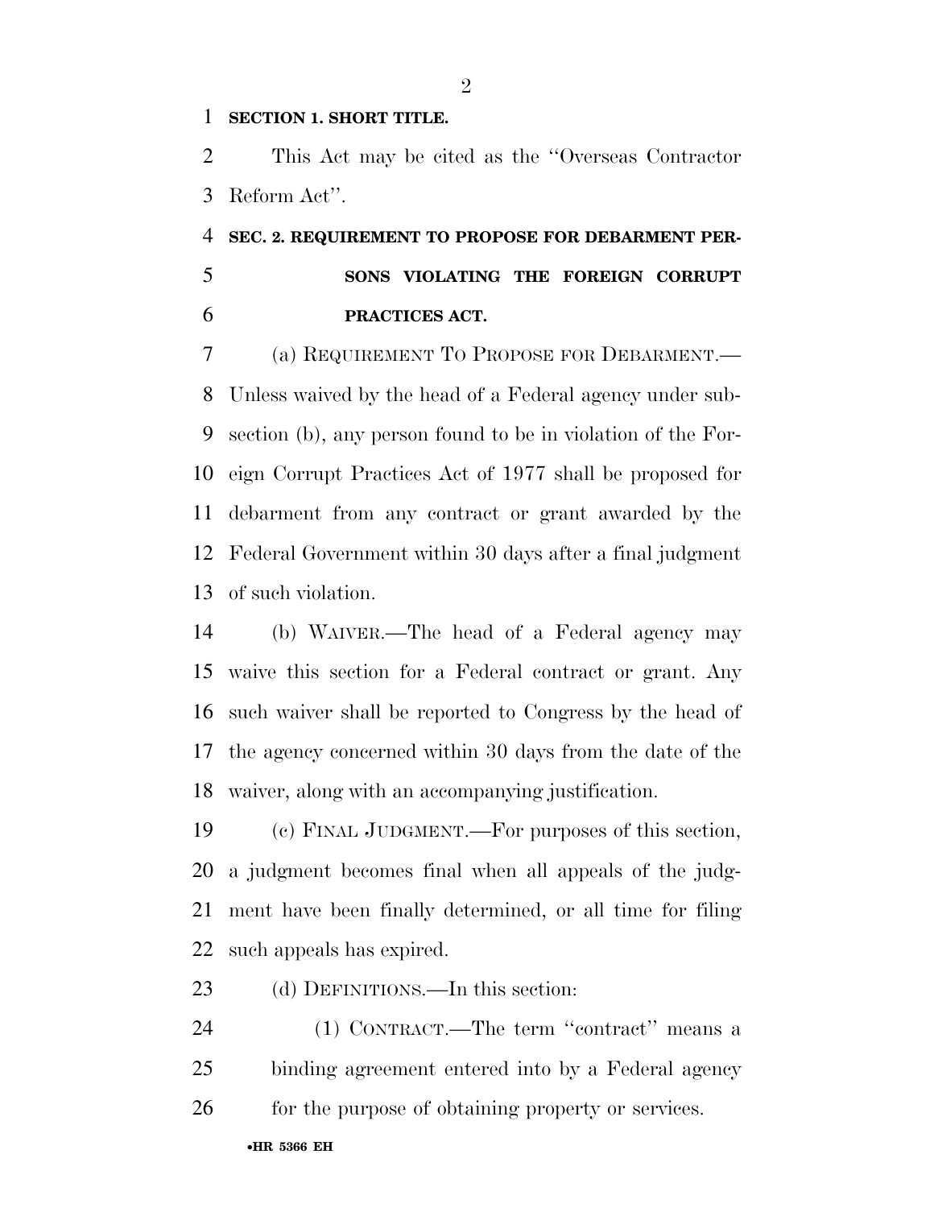**SECTION 1. SHORT TITLE.**

This Act may be cited as the "Overseas Contractor Reform Act".

**SEC. 2. REQUIREMENT TO PROPOSE FOR DEBARMENT PERSONS VIOLATING THE FOREIGN CORRUPT PRACTICES ACT.**

(a) REQUIREMENT TO PROPOSE FOR DEBARMENT.—Unless waived by the head of a Federal agency under subsection (b), any person found to be in violation of the Foreign Corrupt Practices Act of 1977 shall be proposed for debarment from any contract or grant awarded by the Federal Government within 30 days after a final judgment of such violation.

(b) WAIVER.—The head of a Federal agency may waive this section for a Federal contract or grant. Any such waiver shall be reported to Congress by the head of the agency concerned within 30 days from the date of the waiver, along with an accompanying justification.

(c) FINAL JUDGMENT.—For purposes of this section, a judgment becomes final when all appeals of the judgment have been finally determined, or all time for filing such appeals has expired.

(d) DEFINITIONS.—In this section:

(1) CONTRACT.—The term "contract" means a binding agreement entered into by a Federal agency for the purpose of obtaining property or services.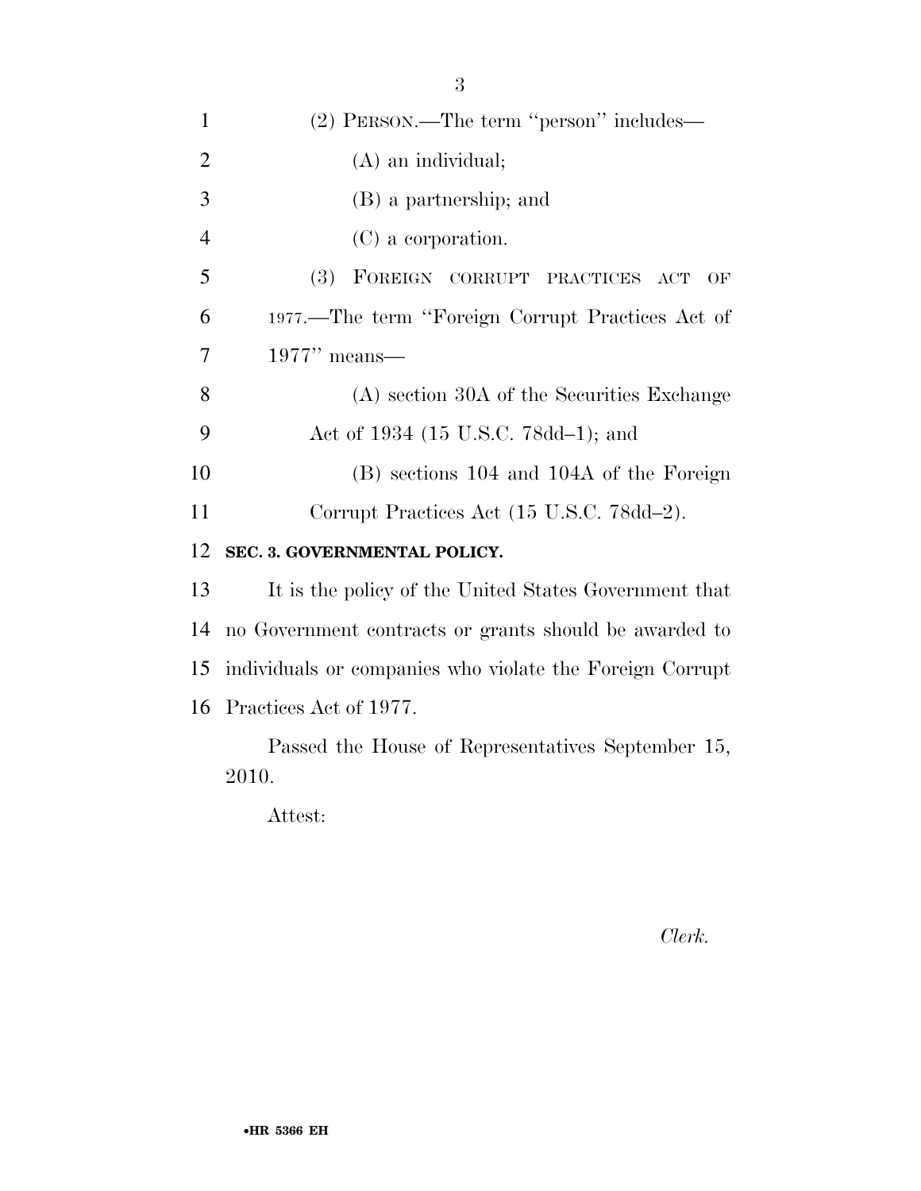(2) PERSON.—The term ''person'' includes—

(A) an individual;

(B) a partnership; and

(C) a corporation.

(3) FOREIGN CORRUPT PRACTICES ACT OF 1977.—The term ''Foreign Corrupt Practices Act of 1977'' means—

(A) section 30A of the Securities Exchange Act of 1934 (15 U.S.C. 78dd–1); and

(B) sections 104 and 104A of the Foreign Corrupt Practices Act (15 U.S.C. 78dd–2).

**SEC. 3. GOVERNMENTAL POLICY.**

It is the policy of the United States Government that no Government contracts or grants should be awarded to individuals or companies who violate the Foreign Corrupt Practices Act of 1977.

Passed the House of Representatives September 15, 2010.

Attest:

*Clerk.*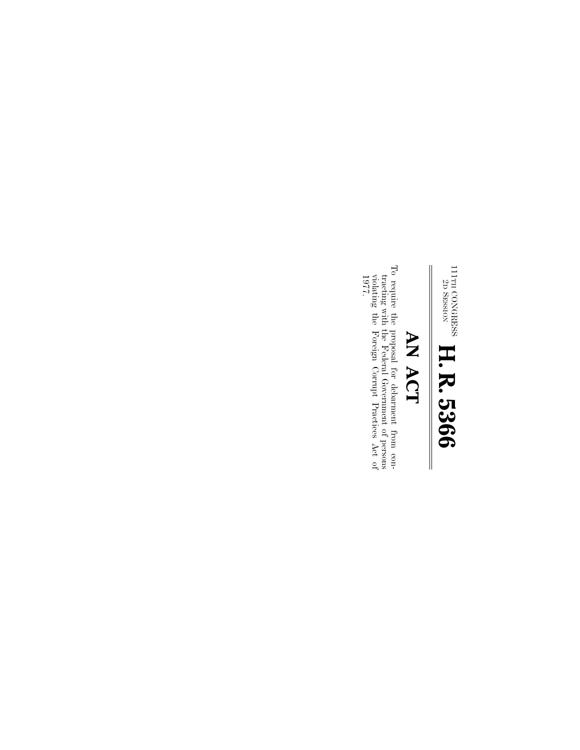111TH CONGRESS
2D SESSION

# H. R. 5366

## AN ACT

To require the proposal for debarment from contracting with the Federal Government of persons violating the Foreign Corrupt Practices Act of 1977.